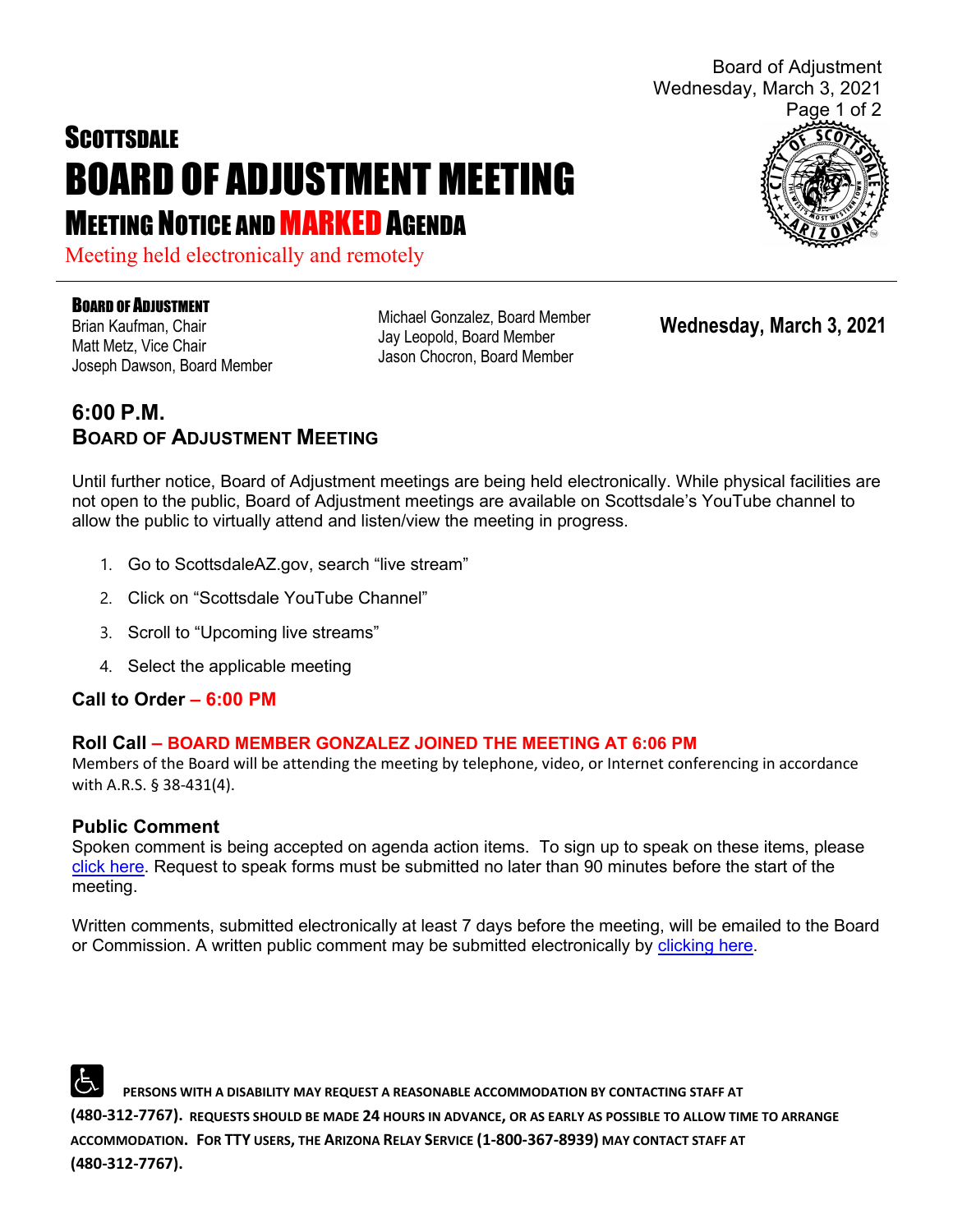# SCOTTSDALE
# BOARD OF ADJUSTMENT MEETING
## MEETING NOTICE AND MARKED AGENDA

Meeting held electronically and remotely

**BOARD OF ADJUSTMENT**
Brian Kaufman, Chair
Matt Metz, Vice Chair
Joseph Dawson, Board Member
Michael Gonzalez, Board Member
Jay Leopold, Board Member
Jason Chocron, Board Member

**Wednesday, March 3, 2021**

## 6:00 P.M.
## BOARD OF ADJUSTMENT MEETING

Until further notice, Board of Adjustment meetings are being held electronically. While physical facilities are not open to the public, Board of Adjustment meetings are available on Scottsdale's YouTube channel to allow the public to virtually attend and listen/view the meeting in progress.

1. Go to ScottsdaleAZ.gov, search "live stream"
2. Click on "Scottsdale YouTube Channel"
3. Scroll to "Upcoming live streams"
4. Select the applicable meeting

### Call to Order – 6:00 PM

### Roll Call – BOARD MEMBER GONZALEZ JOINED THE MEETING AT 6:06 PM

Members of the Board will be attending the meeting by telephone, video, or Internet conferencing in accordance with A.R.S. § 38-431(4).

### Public Comment

Spoken comment is being accepted on agenda action items. To sign up to speak on these items, please click here. Request to speak forms must be submitted no later than 90 minutes before the start of the meeting.

Written comments, submitted electronically at least 7 days before the meeting, will be emailed to the Board or Commission. A written public comment may be submitted electronically by clicking here.

**PERSONS WITH A DISABILITY MAY REQUEST A REASONABLE ACCOMMODATION BY CONTACTING STAFF AT (480-312-7767). REQUESTS SHOULD BE MADE 24 HOURS IN ADVANCE, OR AS EARLY AS POSSIBLE TO ALLOW TIME TO ARRANGE ACCOMMODATION. FOR TTY USERS, THE ARIZONA RELAY SERVICE (1-800-367-8939) MAY CONTACT STAFF AT (480-312-7767).**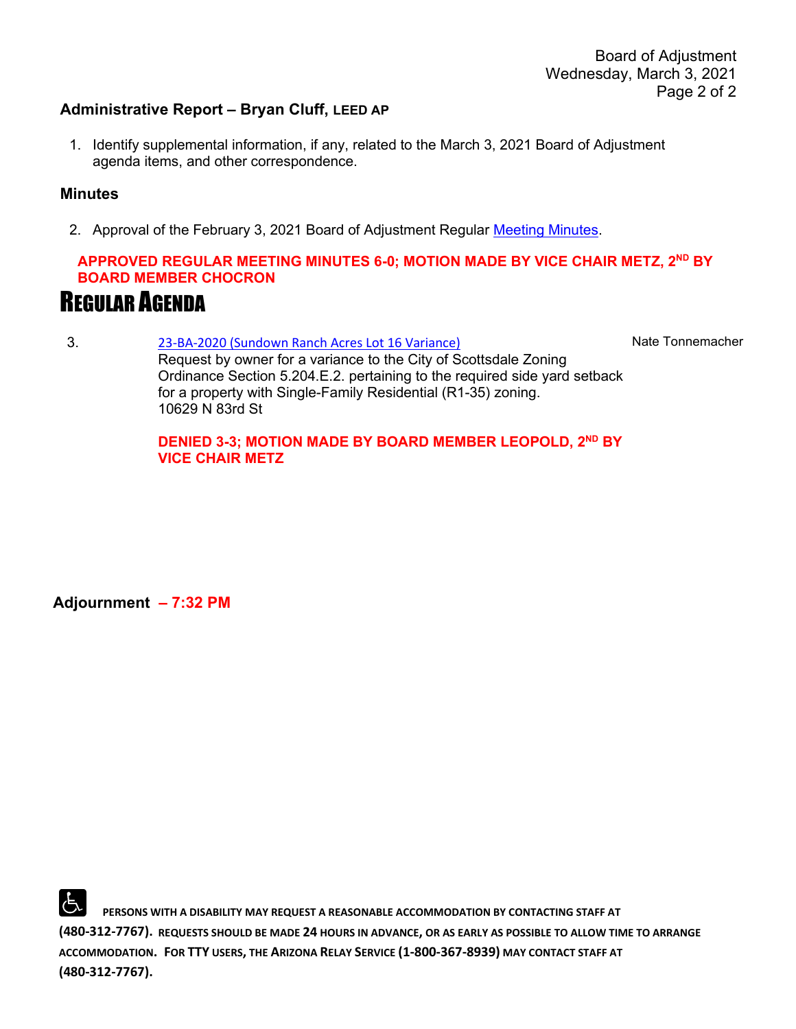## Administrative Report – Bryan Cluff, LEED AP

1. Identify supplemental information, if any, related to the March 3, 2021 Board of Adjustment agenda items, and other correspondence.

## Minutes

2. Approval of the February 3, 2021 Board of Adjustment Regular Meeting Minutes.

**APPROVED REGULAR MEETING MINUTES 6-0; MOTION MADE BY VICE CHAIR METZ, 2ND BY BOARD MEMBER CHOCRON**

# REGULAR AGENDA

3. 23-BA-2020 (Sundown Ranch Acres Lot 16 Variance) — Nate Tonnemacher

   Request by owner for a variance to the City of Scottsdale Zoning Ordinance Section 5.204.E.2. pertaining to the required side yard setback for a property with Single-Family Residential (R1-35) zoning.
   10629 N 83rd St

   **DENIED 3-3; MOTION MADE BY BOARD MEMBER LEOPOLD, 2ND BY VICE CHAIR METZ**

**Adjournment – 7:32 PM**

**PERSONS WITH A DISABILITY MAY REQUEST A REASONABLE ACCOMMODATION BY CONTACTING STAFF AT (480-312-7767). REQUESTS SHOULD BE MADE 24 HOURS IN ADVANCE, OR AS EARLY AS POSSIBLE TO ALLOW TIME TO ARRANGE ACCOMMODATION. FOR TTY USERS, THE ARIZONA RELAY SERVICE (1-800-367-8939) MAY CONTACT STAFF AT (480-312-7767).**